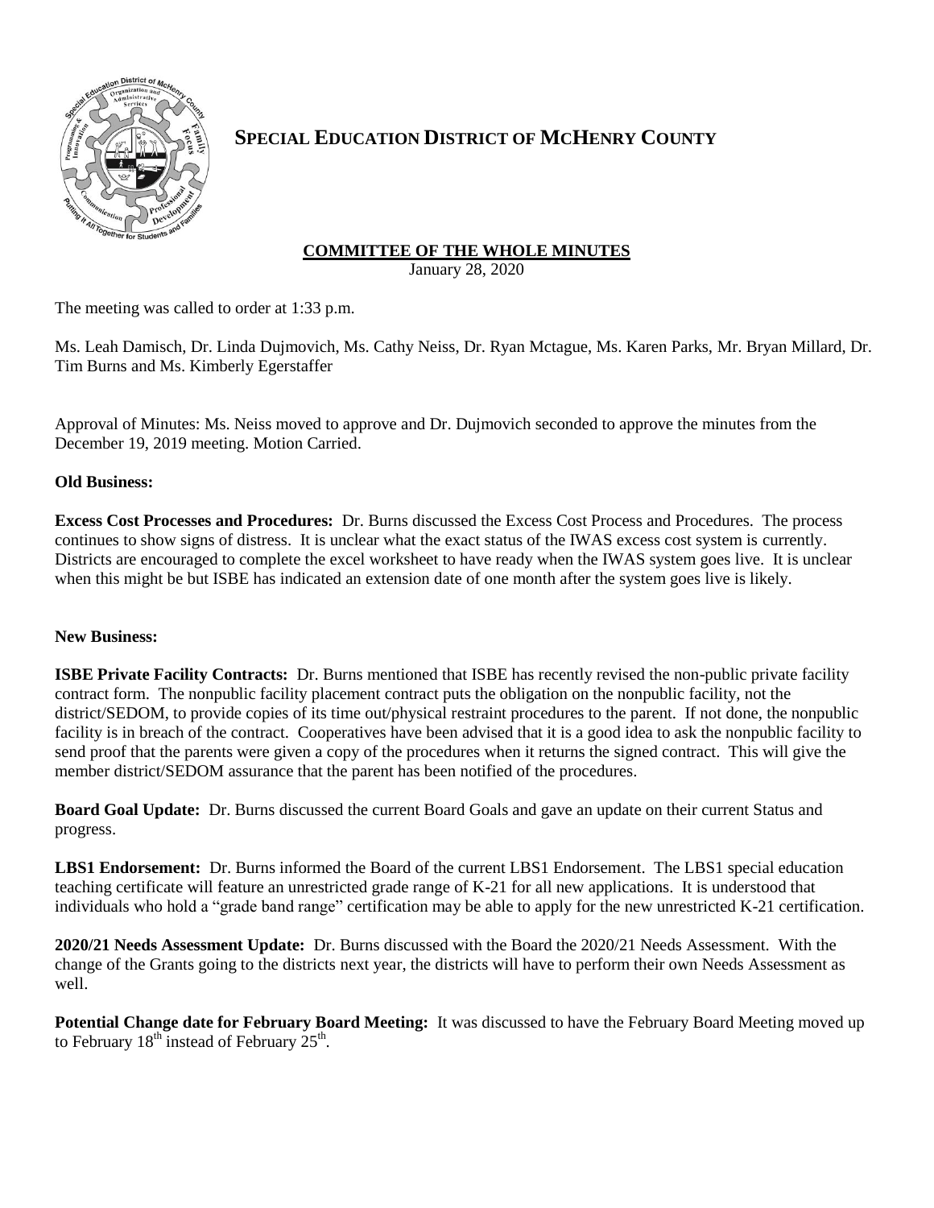# SPECIAL EDUCATION DISTRICT OF MCHENRY COUNTY

## COMMITTEE OF THE WHOLE MINUTES

January 28, 2020

The meeting was called to order at 1:33 p.m.

Ms. Leah Damisch, Dr. Linda Dujmovich, Ms. Cathy Neiss, Dr. Ryan Mctague, Ms. Karen Parks, Mr. Bryan Millard, Dr. Tim Burns and Ms. Kimberly Egerstaffer

Approval of Minutes: Ms. Neiss moved to approve and Dr. Dujmovich seconded to approve the minutes from the December 19, 2019 meeting. Motion Carried.

**Old Business:**

**Excess Cost Processes and Procedures:** Dr. Burns discussed the Excess Cost Process and Procedures. The process continues to show signs of distress. It is unclear what the exact status of the IWAS excess cost system is currently. Districts are encouraged to complete the excel worksheet to have ready when the IWAS system goes live. It is unclear when this might be but ISBE has indicated an extension date of one month after the system goes live is likely.

**New Business:**

**ISBE Private Facility Contracts:** Dr. Burns mentioned that ISBE has recently revised the non-public private facility contract form. The nonpublic facility placement contract puts the obligation on the nonpublic facility, not the district/SEDOM, to provide copies of its time out/physical restraint procedures to the parent. If not done, the nonpublic facility is in breach of the contract. Cooperatives have been advised that it is a good idea to ask the nonpublic facility to send proof that the parents were given a copy of the procedures when it returns the signed contract. This will give the member district/SEDOM assurance that the parent has been notified of the procedures.

**Board Goal Update:** Dr. Burns discussed the current Board Goals and gave an update on their current Status and progress.

**LBS1 Endorsement:** Dr. Burns informed the Board of the current LBS1 Endorsement. The LBS1 special education teaching certificate will feature an unrestricted grade range of K-21 for all new applications. It is understood that individuals who hold a "grade band range" certification may be able to apply for the new unrestricted K-21 certification.

**2020/21 Needs Assessment Update:** Dr. Burns discussed with the Board the 2020/21 Needs Assessment. With the change of the Grants going to the districts next year, the districts will have to perform their own Needs Assessment as well.

**Potential Change date for February Board Meeting:** It was discussed to have the February Board Meeting moved up to February 18th instead of February 25th.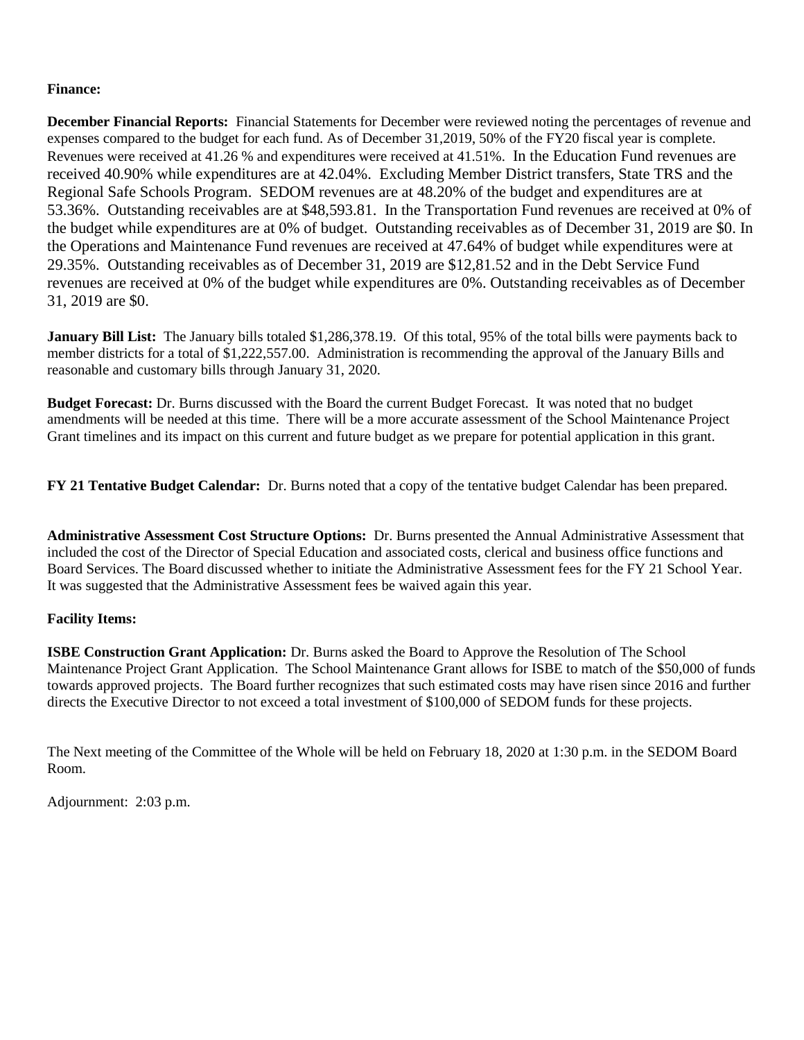**Finance:**

**December Financial Reports:** Financial Statements for December were reviewed noting the percentages of revenue and expenses compared to the budget for each fund. As of December 31,2019, 50% of the FY20 fiscal year is complete. Revenues were received at 41.26 % and expenditures were received at 41.51%. In the Education Fund revenues are received 40.90% while expenditures are at 42.04%. Excluding Member District transfers, State TRS and the Regional Safe Schools Program. SEDOM revenues are at 48.20% of the budget and expenditures are at 53.36%. Outstanding receivables are at $48,593.81. In the Transportation Fund revenues are received at 0% of the budget while expenditures are at 0% of budget. Outstanding receivables as of December 31, 2019 are $0. In the Operations and Maintenance Fund revenues are received at 47.64% of budget while expenditures were at 29.35%. Outstanding receivables as of December 31, 2019 are $12,81.52 and in the Debt Service Fund revenues are received at 0% of the budget while expenditures are 0%. Outstanding receivables as of December 31, 2019 are $0.

**January Bill List:** The January bills totaled $1,286,378.19. Of this total, 95% of the total bills were payments back to member districts for a total of $1,222,557.00. Administration is recommending the approval of the January Bills and reasonable and customary bills through January 31, 2020.

**Budget Forecast:** Dr. Burns discussed with the Board the current Budget Forecast. It was noted that no budget amendments will be needed at this time. There will be a more accurate assessment of the School Maintenance Project Grant timelines and its impact on this current and future budget as we prepare for potential application in this grant.

**FY 21 Tentative Budget Calendar:** Dr. Burns noted that a copy of the tentative budget Calendar has been prepared.

**Administrative Assessment Cost Structure Options:** Dr. Burns presented the Annual Administrative Assessment that included the cost of the Director of Special Education and associated costs, clerical and business office functions and Board Services. The Board discussed whether to initiate the Administrative Assessment fees for the FY 21 School Year. It was suggested that the Administrative Assessment fees be waived again this year.

**Facility Items:**

**ISBE Construction Grant Application:** Dr. Burns asked the Board to Approve the Resolution of The School Maintenance Project Grant Application. The School Maintenance Grant allows for ISBE to match of the $50,000 of funds towards approved projects. The Board further recognizes that such estimated costs may have risen since 2016 and further directs the Executive Director to not exceed a total investment of $100,000 of SEDOM funds for these projects.

The Next meeting of the Committee of the Whole will be held on February 18, 2020 at 1:30 p.m. in the SEDOM Board Room.

Adjournment: 2:03 p.m.